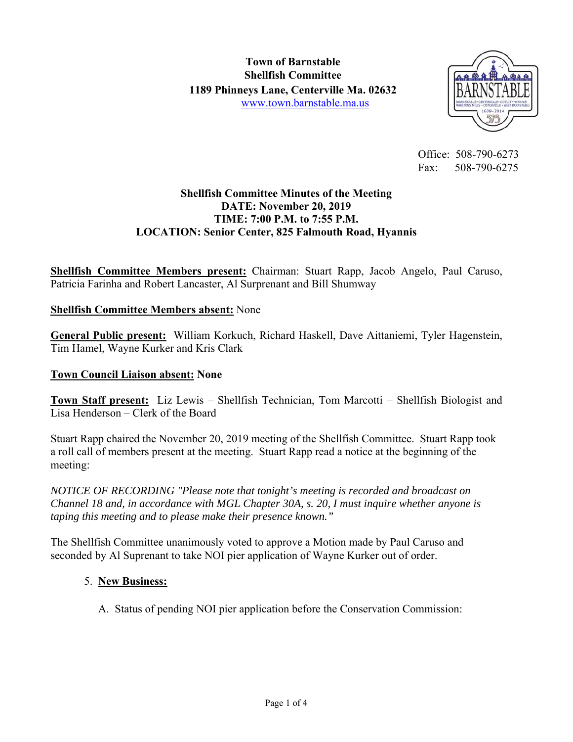**Town of Barnstable**
**Shellfish Committee**
**1189 Phinneys Lane, Centerville Ma. 02632**
[www.town.barnstable.ma.us](http://www.town.barnstable.ma.us)

Office: 508-790-6273
Fax: 508-790-6275

## Shellfish Committee Minutes of the Meeting
**DATE: November 20, 2019**
**TIME: 7:00 P.M. to 7:55 P.M.**
**LOCATION: Senior Center, 825 Falmouth Road, Hyannis**

**Shellfish Committee Members present:** Chairman: Stuart Rapp, Jacob Angelo, Paul Caruso, Patricia Farinha and Robert Lancaster, Al Surprenant and Bill Shumway

**Shellfish Committee Members absent:** None

**General Public present:** William Korkuch, Richard Haskell, Dave Aittaniemi, Tyler Hagenstein, Tim Hamel, Wayne Kurker and Kris Clark

**Town Council Liaison absent: None**

**Town Staff present:** Liz Lewis – Shellfish Technician, Tom Marcotti – Shellfish Biologist and Lisa Henderson – Clerk of the Board

Stuart Rapp chaired the November 20, 2019 meeting of the Shellfish Committee. Stuart Rapp took a roll call of members present at the meeting. Stuart Rapp read a notice at the beginning of the meeting:

*NOTICE OF RECORDING "Please note that tonight's meeting is recorded and broadcast on Channel 18 and, in accordance with MGL Chapter 30A, s. 20, I must inquire whether anyone is taping this meeting and to please make their presence known."*

The Shellfish Committee unanimously voted to approve a Motion made by Paul Caruso and seconded by Al Suprenant to take NOI pier application of Wayne Kurker out of order.

5. **New Business:**

   A. Status of pending NOI pier application before the Conservation Commission: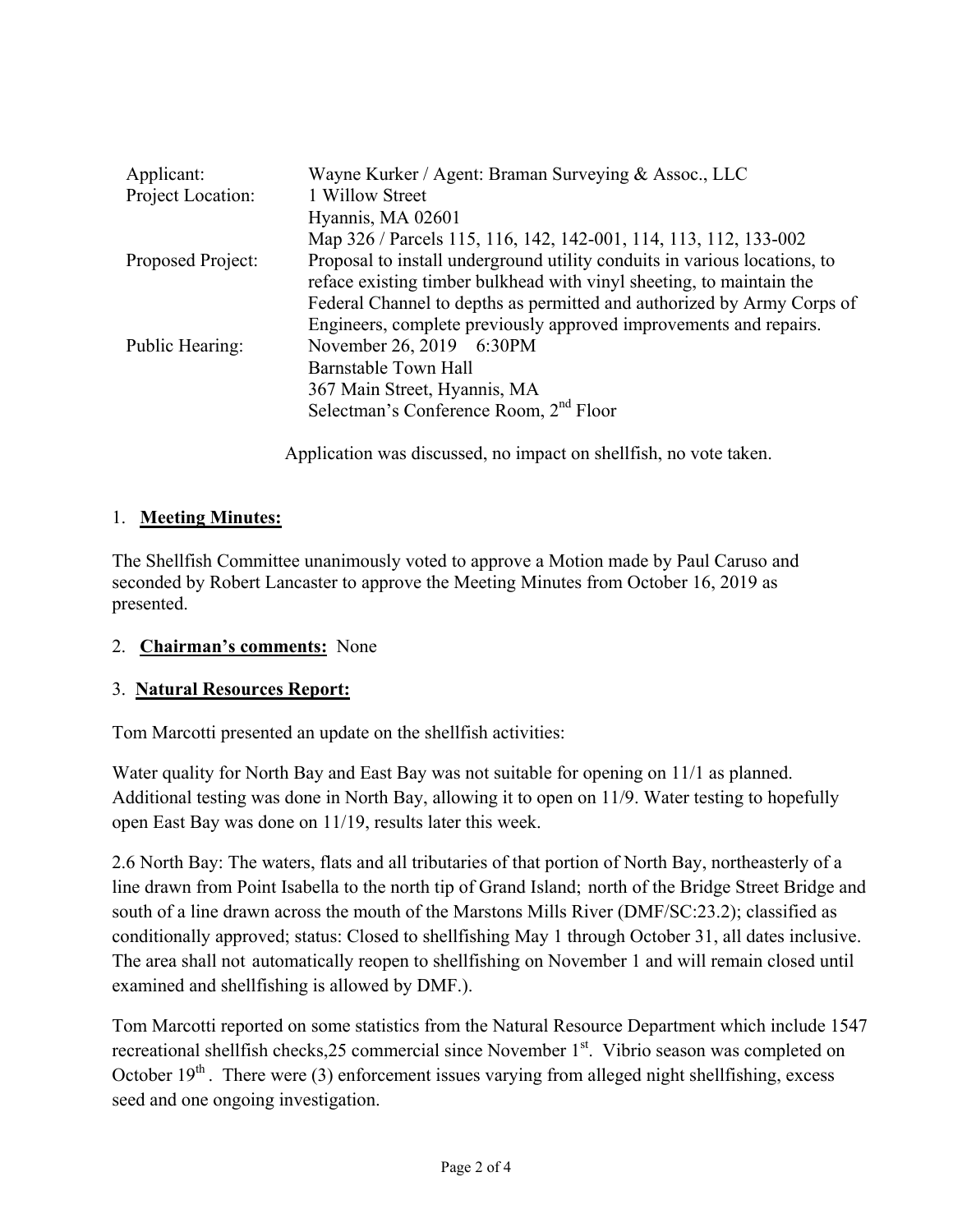| | |
|---|---|
| Applicant: | Wayne Kurker / Agent: Braman Surveying & Assoc., LLC |
| Project Location: | 1 Willow Street<br>Hyannis, MA 02601<br>Map 326 / Parcels 115, 116, 142, 142-001, 114, 113, 112, 133-002 |
| Proposed Project: | Proposal to install underground utility conduits in various locations, to reface existing timber bulkhead with vinyl sheeting, to maintain the Federal Channel to depths as permitted and authorized by Army Corps of Engineers, complete previously approved improvements and repairs. |
| Public Hearing: | November 26, 2019 6:30PM<br>Barnstable Town Hall<br>367 Main Street, Hyannis, MA<br>Selectman's Conference Room, 2nd Floor |

Application was discussed, no impact on shellfish, no vote taken.

1. **Meeting Minutes:**

The Shellfish Committee unanimously voted to approve a Motion made by Paul Caruso and seconded by Robert Lancaster to approve the Meeting Minutes from October 16, 2019 as presented.

2. **Chairman's comments:** None

3. **Natural Resources Report:**

Tom Marcotti presented an update on the shellfish activities:

Water quality for North Bay and East Bay was not suitable for opening on 11/1 as planned. Additional testing was done in North Bay, allowing it to open on 11/9. Water testing to hopefully open East Bay was done on 11/19, results later this week.

2.6 North Bay: The waters, flats and all tributaries of that portion of North Bay, northeasterly of a line drawn from Point Isabella to the north tip of Grand Island; north of the Bridge Street Bridge and south of a line drawn across the mouth of the Marstons Mills River (DMF/SC:23.2); classified as conditionally approved; status: Closed to shellfishing May 1 through October 31, all dates inclusive. The area shall not automatically reopen to shellfishing on November 1 and will remain closed until examined and shellfishing is allowed by DMF.).

Tom Marcotti reported on some statistics from the Natural Resource Department which include 1547 recreational shellfish checks,25 commercial since November 1st. Vibrio season was completed on October 19th. There were (3) enforcement issues varying from alleged night shellfishing, excess seed and one ongoing investigation.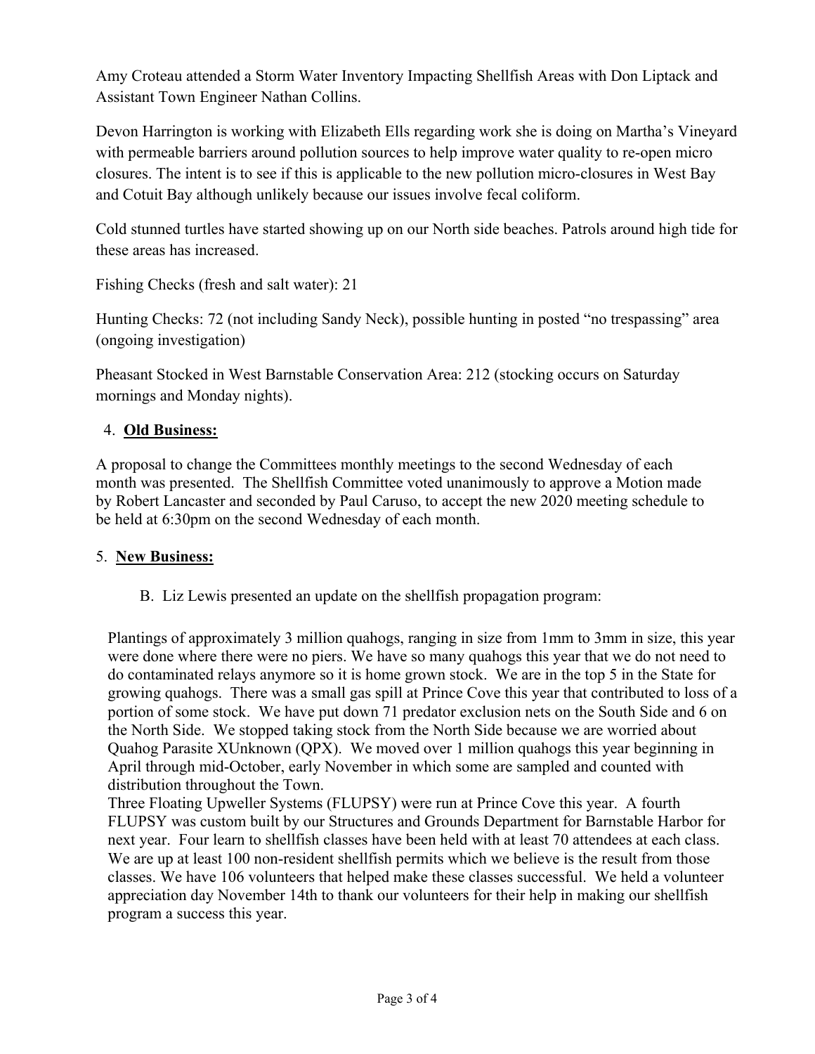Amy Croteau attended a Storm Water Inventory Impacting Shellfish Areas with Don Liptack and Assistant Town Engineer Nathan Collins.

Devon Harrington is working with Elizabeth Ells regarding work she is doing on Martha's Vineyard with permeable barriers around pollution sources to help improve water quality to re-open micro closures. The intent is to see if this is applicable to the new pollution micro-closures in West Bay and Cotuit Bay although unlikely because our issues involve fecal coliform.

Cold stunned turtles have started showing up on our North side beaches. Patrols around high tide for these areas has increased.

Fishing Checks (fresh and salt water): 21

Hunting Checks: 72 (not including Sandy Neck), possible hunting in posted "no trespassing" area (ongoing investigation)

Pheasant Stocked in West Barnstable Conservation Area: 212 (stocking occurs on Saturday mornings and Monday nights).

4. **Old Business:**

A proposal to change the Committees monthly meetings to the second Wednesday of each month was presented. The Shellfish Committee voted unanimously to approve a Motion made by Robert Lancaster and seconded by Paul Caruso, to accept the new 2020 meeting schedule to be held at 6:30pm on the second Wednesday of each month.

5. **New Business:**

B. Liz Lewis presented an update on the shellfish propagation program:

Plantings of approximately 3 million quahogs, ranging in size from 1mm to 3mm in size, this year were done where there were no piers. We have so many quahogs this year that we do not need to do contaminated relays anymore so it is home grown stock. We are in the top 5 in the State for growing quahogs. There was a small gas spill at Prince Cove this year that contributed to loss of a portion of some stock. We have put down 71 predator exclusion nets on the South Side and 6 on the North Side. We stopped taking stock from the North Side because we are worried about Quahog Parasite XUnknown (QPX). We moved over 1 million quahogs this year beginning in April through mid-October, early November in which some are sampled and counted with distribution throughout the Town.
Three Floating Upweller Systems (FLUPSY) were run at Prince Cove this year. A fourth FLUPSY was custom built by our Structures and Grounds Department for Barnstable Harbor for next year. Four learn to shellfish classes have been held with at least 70 attendees at each class. We are up at least 100 non-resident shellfish permits which we believe is the result from those classes. We have 106 volunteers that helped make these classes successful. We held a volunteer appreciation day November 14th to thank our volunteers for their help in making our shellfish program a success this year.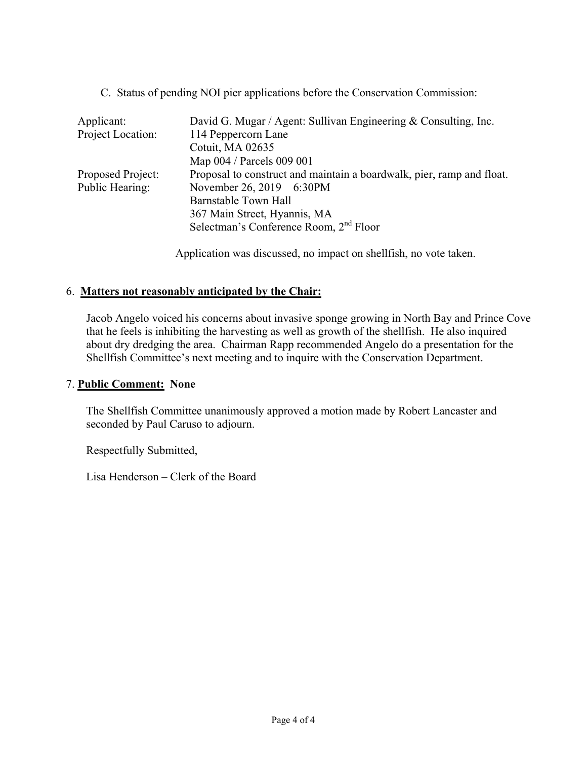C. Status of pending NOI pier applications before the Conservation Commission:

| | |
|---|---|
| Applicant: | David G. Mugar / Agent: Sullivan Engineering & Consulting, Inc. |
| Project Location: | 114 Peppercorn Lane<br>Cotuit, MA 02635<br>Map 004 / Parcels 009 001 |
| Proposed Project: | Proposal to construct and maintain a boardwalk, pier, ramp and float. |
| Public Hearing: | November 26, 2019 6:30PM<br>Barnstable Town Hall<br>367 Main Street, Hyannis, MA<br>Selectman's Conference Room, 2nd Floor |

Application was discussed, no impact on shellfish, no vote taken.

6. **Matters not reasonably anticipated by the Chair:**

Jacob Angelo voiced his concerns about invasive sponge growing in North Bay and Prince Cove that he feels is inhibiting the harvesting as well as growth of the shellfish. He also inquired about dry dredging the area. Chairman Rapp recommended Angelo do a presentation for the Shellfish Committee's next meeting and to inquire with the Conservation Department.

7. **Public Comment: None**

The Shellfish Committee unanimously approved a motion made by Robert Lancaster and seconded by Paul Caruso to adjourn.

Respectfully Submitted,

Lisa Henderson – Clerk of the Board